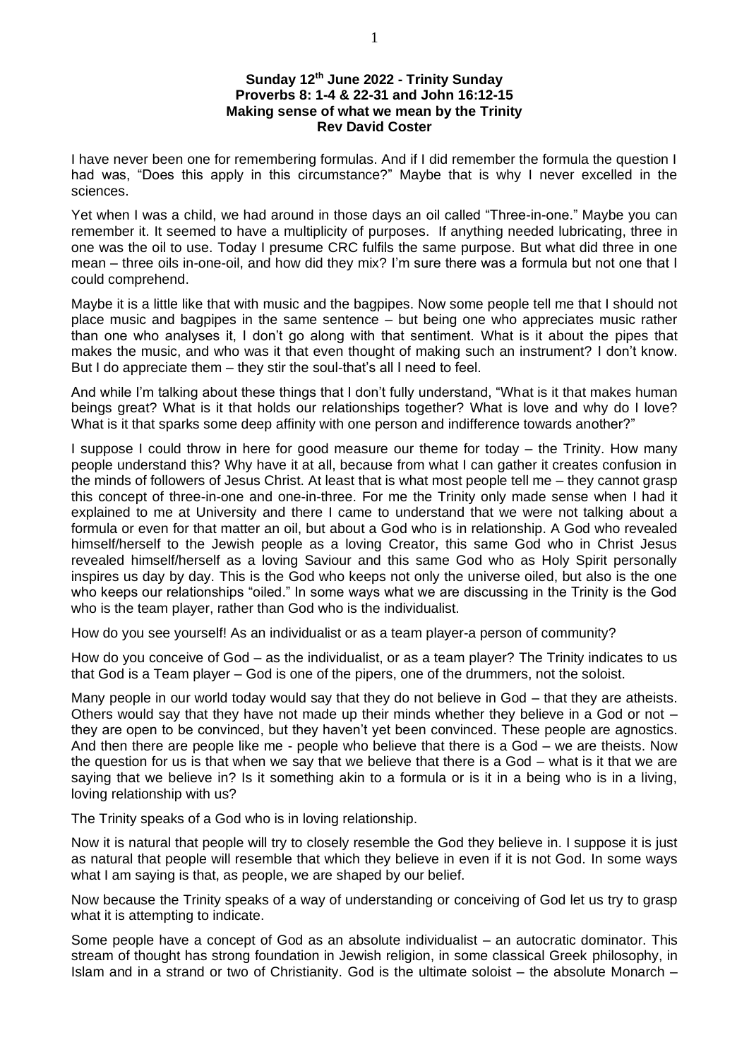**Sunday 12th June 2022 - Trinity Sunday**
**Proverbs 8: 1-4 & 22-31 and John 16:12-15**
**Making sense of what we mean by the Trinity**
**Rev David Coster**

I have never been one for remembering formulas. And if I did remember the formula the question I had was, "Does this apply in this circumstance?" Maybe that is why I never excelled in the sciences.

Yet when I was a child, we had around in those days an oil called "Three-in-one." Maybe you can remember it. It seemed to have a multiplicity of purposes. If anything needed lubricating, three in one was the oil to use. Today I presume CRC fulfils the same purpose. But what did three in one mean – three oils in-one-oil, and how did they mix? I'm sure there was a formula but not one that I could comprehend.

Maybe it is a little like that with music and the bagpipes. Now some people tell me that I should not place music and bagpipes in the same sentence – but being one who appreciates music rather than one who analyses it, I don't go along with that sentiment. What is it about the pipes that makes the music, and who was it that even thought of making such an instrument? I don't know. But I do appreciate them – they stir the soul-that's all I need to feel.

And while I'm talking about these things that I don't fully understand, "What is it that makes human beings great? What is it that holds our relationships together? What is love and why do I love? What is it that sparks some deep affinity with one person and indifference towards another?"

I suppose I could throw in here for good measure our theme for today – the Trinity. How many people understand this? Why have it at all, because from what I can gather it creates confusion in the minds of followers of Jesus Christ. At least that is what most people tell me – they cannot grasp this concept of three-in-one and one-in-three. For me the Trinity only made sense when I had it explained to me at University and there I came to understand that we were not talking about a formula or even for that matter an oil, but about a God who is in relationship. A God who revealed himself/herself to the Jewish people as a loving Creator, this same God who in Christ Jesus revealed himself/herself as a loving Saviour and this same God who as Holy Spirit personally inspires us day by day. This is the God who keeps not only the universe oiled, but also is the one who keeps our relationships "oiled." In some ways what we are discussing in the Trinity is the God who is the team player, rather than God who is the individualist.

How do you see yourself! As an individualist or as a team player-a person of community?

How do you conceive of God – as the individualist, or as a team player? The Trinity indicates to us that God is a Team player – God is one of the pipers, one of the drummers, not the soloist.

Many people in our world today would say that they do not believe in God – that they are atheists. Others would say that they have not made up their minds whether they believe in a God or not – they are open to be convinced, but they haven't yet been convinced. These people are agnostics. And then there are people like me - people who believe that there is a God – we are theists. Now the question for us is that when we say that we believe that there is a God – what is it that we are saying that we believe in? Is it something akin to a formula or is it in a being who is in a living, loving relationship with us?

The Trinity speaks of a God who is in loving relationship.

Now it is natural that people will try to closely resemble the God they believe in. I suppose it is just as natural that people will resemble that which they believe in even if it is not God. In some ways what I am saying is that, as people, we are shaped by our belief.

Now because the Trinity speaks of a way of understanding or conceiving of God let us try to grasp what it is attempting to indicate.

Some people have a concept of God as an absolute individualist – an autocratic dominator. This stream of thought has strong foundation in Jewish religion, in some classical Greek philosophy, in Islam and in a strand or two of Christianity. God is the ultimate soloist – the absolute Monarch –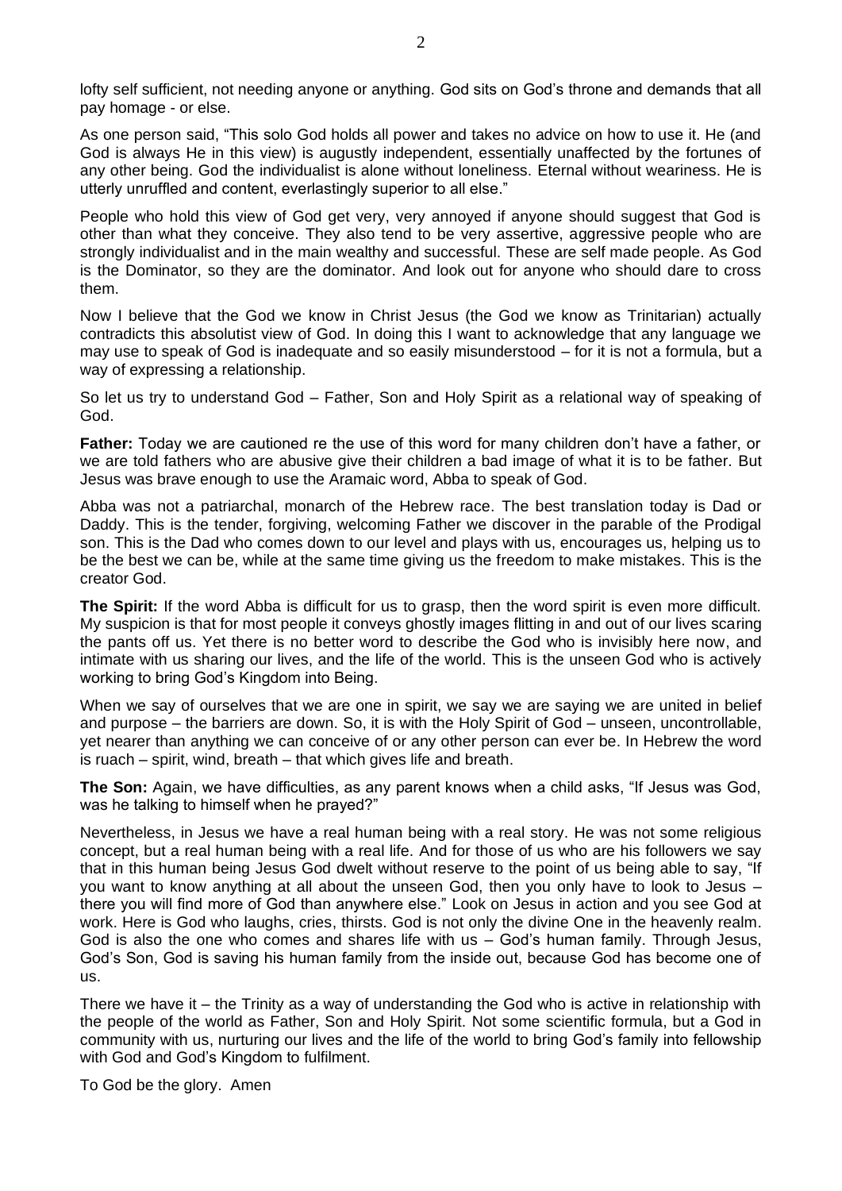lofty self sufficient, not needing anyone or anything. God sits on God's throne and demands that all pay homage - or else.

As one person said, "This solo God holds all power and takes no advice on how to use it. He (and God is always He in this view) is augustly independent, essentially unaffected by the fortunes of any other being. God the individualist is alone without loneliness. Eternal without weariness. He is utterly unruffled and content, everlastingly superior to all else."

People who hold this view of God get very, very annoyed if anyone should suggest that God is other than what they conceive. They also tend to be very assertive, aggressive people who are strongly individualist and in the main wealthy and successful. These are self made people. As God is the Dominator, so they are the dominator. And look out for anyone who should dare to cross them.

Now I believe that the God we know in Christ Jesus (the God we know as Trinitarian) actually contradicts this absolutist view of God. In doing this I want to acknowledge that any language we may use to speak of God is inadequate and so easily misunderstood – for it is not a formula, but a way of expressing a relationship.

So let us try to understand God – Father, Son and Holy Spirit as a relational way of speaking of God.

**Father:** Today we are cautioned re the use of this word for many children don't have a father, or we are told fathers who are abusive give their children a bad image of what it is to be father. But Jesus was brave enough to use the Aramaic word, Abba to speak of God.

Abba was not a patriarchal, monarch of the Hebrew race. The best translation today is Dad or Daddy. This is the tender, forgiving, welcoming Father we discover in the parable of the Prodigal son. This is the Dad who comes down to our level and plays with us, encourages us, helping us to be the best we can be, while at the same time giving us the freedom to make mistakes. This is the creator God.

**The Spirit:** If the word Abba is difficult for us to grasp, then the word spirit is even more difficult. My suspicion is that for most people it conveys ghostly images flitting in and out of our lives scaring the pants off us. Yet there is no better word to describe the God who is invisibly here now, and intimate with us sharing our lives, and the life of the world. This is the unseen God who is actively working to bring God's Kingdom into Being.

When we say of ourselves that we are one in spirit, we say we are saying we are united in belief and purpose – the barriers are down. So, it is with the Holy Spirit of God – unseen, uncontrollable, yet nearer than anything we can conceive of or any other person can ever be. In Hebrew the word is ruach – spirit, wind, breath – that which gives life and breath.

**The Son:** Again, we have difficulties, as any parent knows when a child asks, "If Jesus was God, was he talking to himself when he prayed?"

Nevertheless, in Jesus we have a real human being with a real story. He was not some religious concept, but a real human being with a real life. And for those of us who are his followers we say that in this human being Jesus God dwelt without reserve to the point of us being able to say, "If you want to know anything at all about the unseen God, then you only have to look to Jesus – there you will find more of God than anywhere else." Look on Jesus in action and you see God at work. Here is God who laughs, cries, thirsts. God is not only the divine One in the heavenly realm. God is also the one who comes and shares life with us – God's human family. Through Jesus, God's Son, God is saving his human family from the inside out, because God has become one of us.

There we have it – the Trinity as a way of understanding the God who is active in relationship with the people of the world as Father, Son and Holy Spirit. Not some scientific formula, but a God in community with us, nurturing our lives and the life of the world to bring God's family into fellowship with God and God's Kingdom to fulfilment.

To God be the glory. Amen